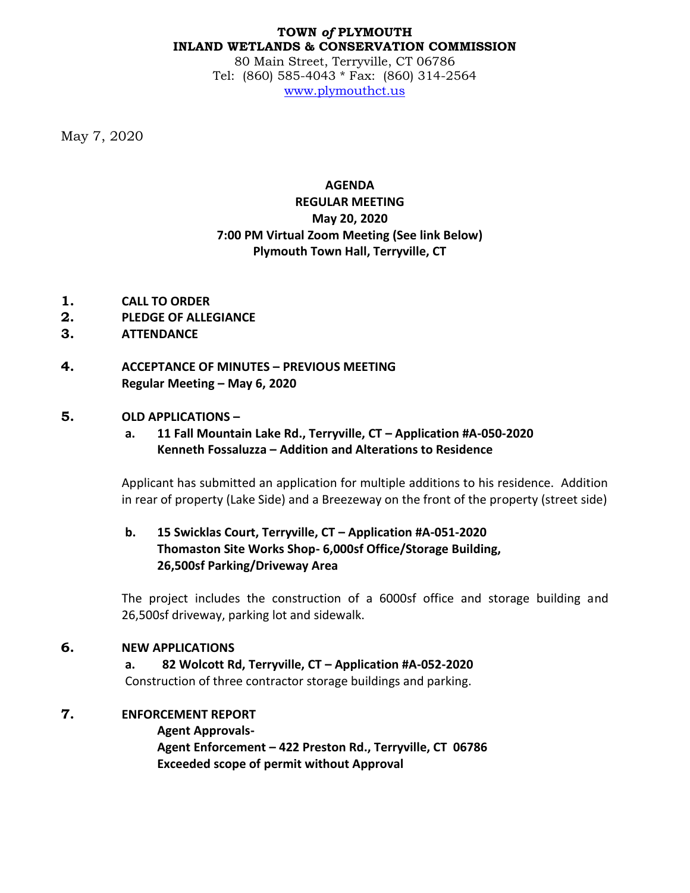**TOWN *of* PLYMOUTH**
**INLAND WETLANDS & CONSERVATION COMMISSION**
80 Main Street, Terryville, CT 06786
Tel: (860) 585-4043 * Fax: (860) 314-2564
www.plymouthct.us

May 7, 2020

# AGENDA
## REGULAR MEETING
## May 20, 2020
## 7:00 PM Virtual Zoom Meeting (See link Below)
## Plymouth Town Hall, Terryville, CT

1. **CALL TO ORDER**
2. **PLEDGE OF ALLEGIANCE**
3. **ATTENDANCE**

4. **ACCEPTANCE OF MINUTES – PREVIOUS MEETING**
   **Regular Meeting – May 6, 2020**

5. **OLD APPLICATIONS –**

   **a. 11 Fall Mountain Lake Rd., Terryville, CT – Application #A-050-2020**
   **Kenneth Fossaluzza – Addition and Alterations to Residence**

   Applicant has submitted an application for multiple additions to his residence. Addition in rear of property (Lake Side) and a Breezeway on the front of the property (street side)

   **b. 15 Swicklas Court, Terryville, CT – Application #A-051-2020**
   **Thomaston Site Works Shop- 6,000sf Office/Storage Building,**
   **26,500sf Parking/Driveway Area**

   The project includes the construction of a 6000sf office and storage building and 26,500sf driveway, parking lot and sidewalk.

6. **NEW APPLICATIONS**

   **a. 82 Wolcott Rd, Terryville, CT – Application #A-052-2020**
   Construction of three contractor storage buildings and parking.

7. **ENFORCEMENT REPORT**

   **Agent Approvals-**
   **Agent Enforcement – 422 Preston Rd., Terryville, CT 06786**
   **Exceeded scope of permit without Approval**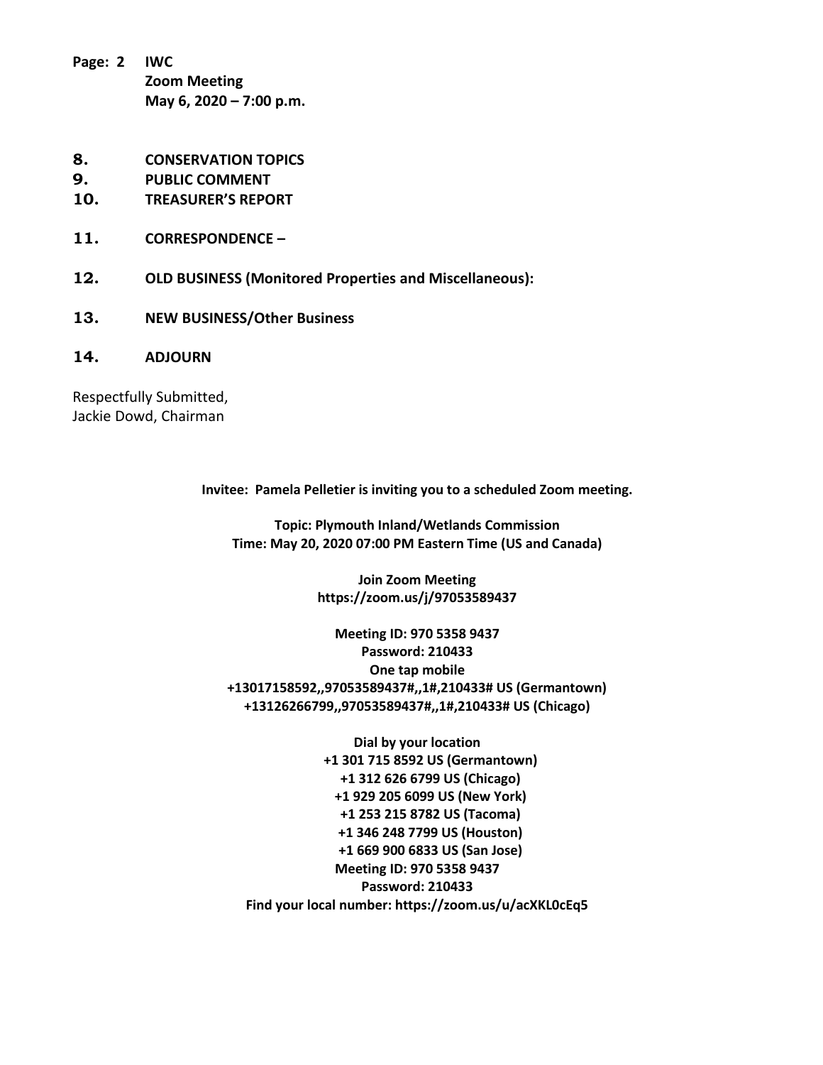**IWC**
**Zoom Meeting**
**May 6, 2020 – 7:00 p.m.**

**8. CONSERVATION TOPICS**

**9. PUBLIC COMMENT**

**10. TREASURER'S REPORT**

**11. CORRESPONDENCE –**

**12. OLD BUSINESS (Monitored Properties and Miscellaneous):**

**13. NEW BUSINESS/Other Business**

**14. ADJOURN**

Respectfully Submitted,
Jackie Dowd, Chairman

**Invitee: Pamela Pelletier is inviting you to a scheduled Zoom meeting.**

**Topic: Plymouth Inland/Wetlands Commission**
**Time: May 20, 2020 07:00 PM Eastern Time (US and Canada)**

**Join Zoom Meeting**
**https://zoom.us/j/97053589437**

**Meeting ID: 970 5358 9437**
**Password: 210433**
**One tap mobile**
**+13017158592,,97053589437#,,1#,210433# US (Germantown)**
**+13126266799,,97053589437#,,1#,210433# US (Chicago)**

**Dial by your location**
**+1 301 715 8592 US (Germantown)**
**+1 312 626 6799 US (Chicago)**
**+1 929 205 6099 US (New York)**
**+1 253 215 8782 US (Tacoma)**
**+1 346 248 7799 US (Houston)**
**+1 669 900 6833 US (San Jose)**
**Meeting ID: 970 5358 9437**
**Password: 210433**
**Find your local number: https://zoom.us/u/acXKL0cEq5**